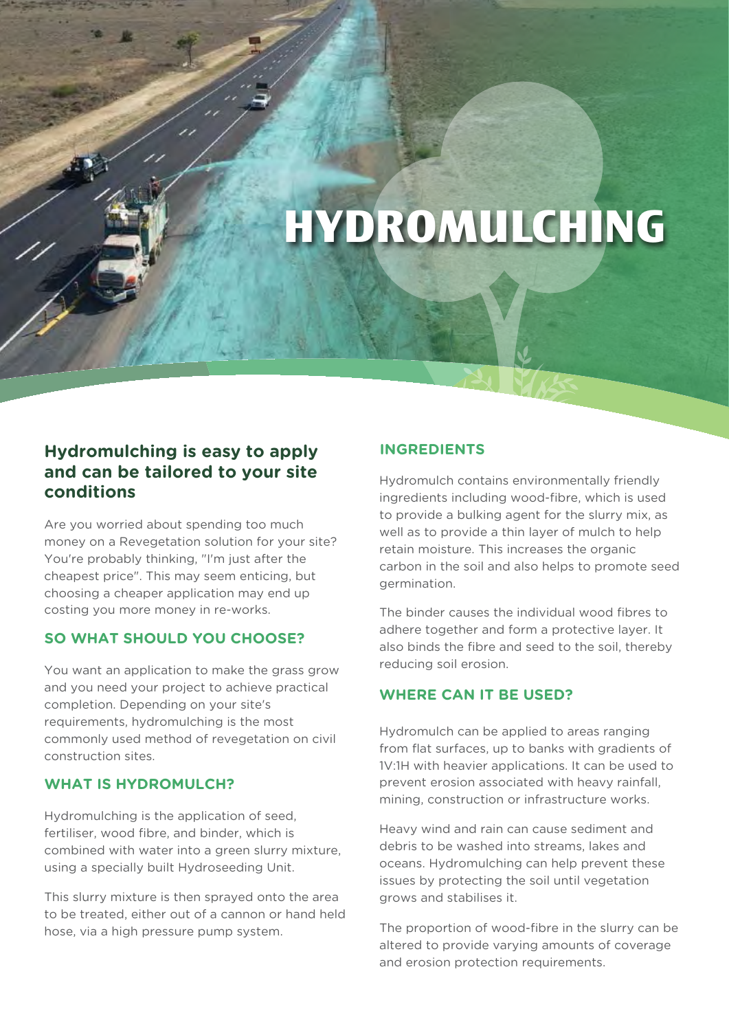# HYDROMULCHING

## Hydromulching is easy to apply and can be tailored to your site conditions

Are you worried about spending too much money on a Revegetation solution for your site? You're probably thinking, "I'm just after the cheapest price". This may seem enticing, but choosing a cheaper application may end up costing you more money in re-works.

### SO WHAT SHOULD YOU CHOOSE?

You want an application to make the grass grow and you need your project to achieve practical completion. Depending on your site's requirements, hydromulching is the most commonly used method of revegetation on civil construction sites.

### WHAT IS HYDROMULCH?

Hydromulching is the application of seed, fertiliser, wood fibre, and binder, which is combined with water into a green slurry mixture, using a specially built Hydroseeding Unit.

This slurry mixture is then sprayed onto the area to be treated, either out of a cannon or hand held hose, via a high pressure pump system.

### INGREDIENTS

Hydromulch contains environmentally friendly ingredients including wood-fibre, which is used to provide a bulking agent for the slurry mix, as well as to provide a thin layer of mulch to help retain moisture. This increases the organic carbon in the soil and also helps to promote seed germination.

The binder causes the individual wood fibres to adhere together and form a protective layer. It also binds the fibre and seed to the soil, thereby reducing soil erosion.

### WHERE CAN IT BE USED?

Hydromulch can be applied to areas ranging from flat surfaces, up to banks with gradients of 1V:1H with heavier applications. It can be used to prevent erosion associated with heavy rainfall, mining, construction or infrastructure works.

Heavy wind and rain can cause sediment and debris to be washed into streams, lakes and oceans. Hydromulching can help prevent these issues by protecting the soil until vegetation grows and stabilises it.

The proportion of wood-fibre in the slurry can be altered to provide varying amounts of coverage and erosion protection requirements.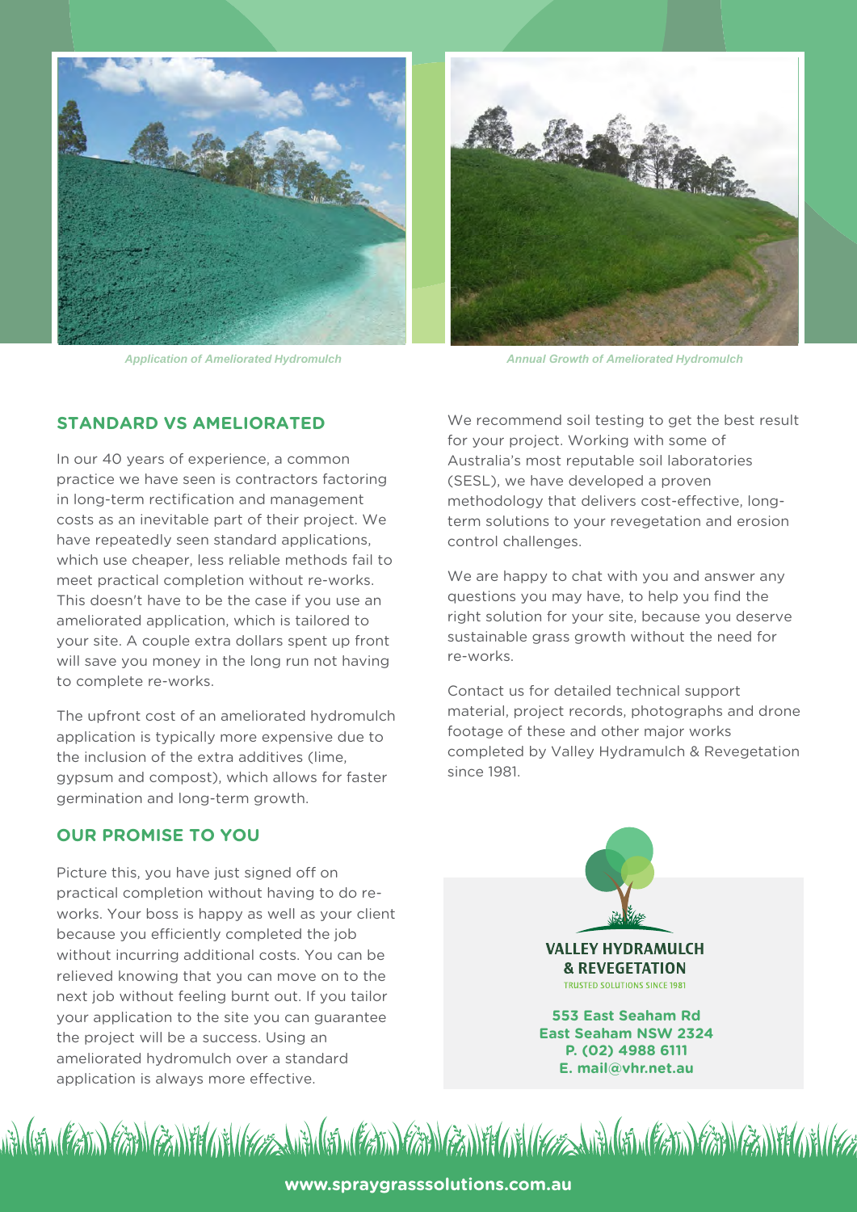*Application of Ameliorated Hydromulch*

*Annual Growth of Ameliorated Hydromulch*

## STANDARD VS AMELIORATED

In our 40 years of experience, a common practice we have seen is contractors factoring in long-term rectification and management costs as an inevitable part of their project. We have repeatedly seen standard applications, which use cheaper, less reliable methods fail to meet practical completion without re-works. This doesn't have to be the case if you use an ameliorated application, which is tailored to your site. A couple extra dollars spent up front will save you money in the long run not having to complete re-works.

The upfront cost of an ameliorated hydromulch application is typically more expensive due to the inclusion of the extra additives (lime, gypsum and compost), which allows for faster germination and long-term growth.

## OUR PROMISE TO YOU

Picture this, you have just signed off on practical completion without having to do re-works. Your boss is happy as well as your client because you efficiently completed the job without incurring additional costs. You can be relieved knowing that you can move on to the next job without feeling burnt out. If you tailor your application to the site you can guarantee the project will be a success. Using an ameliorated hydromulch over a standard application is always more effective.

We recommend soil testing to get the best result for your project. Working with some of Australia's most reputable soil laboratories (SESL), we have developed a proven methodology that delivers cost-effective, long-term solutions to your revegetation and erosion control challenges.

We are happy to chat with you and answer any questions you may have, to help you find the right solution for your site, because you deserve sustainable grass growth without the need for re-works.

Contact us for detailed technical support material, project records, photographs and drone footage of these and other major works completed by Valley Hydramulch & Revegetation since 1981.

**VALLEY HYDRAMULCH & REVEGETATION**
TRUSTED SOLUTIONS SINCE 1981

**553 East Seaham Rd**
**East Seaham NSW 2324**
**P. (02) 4988 6111**
**E. mail@vhr.net.au**

**www.spraygrasssolutions.com.au**